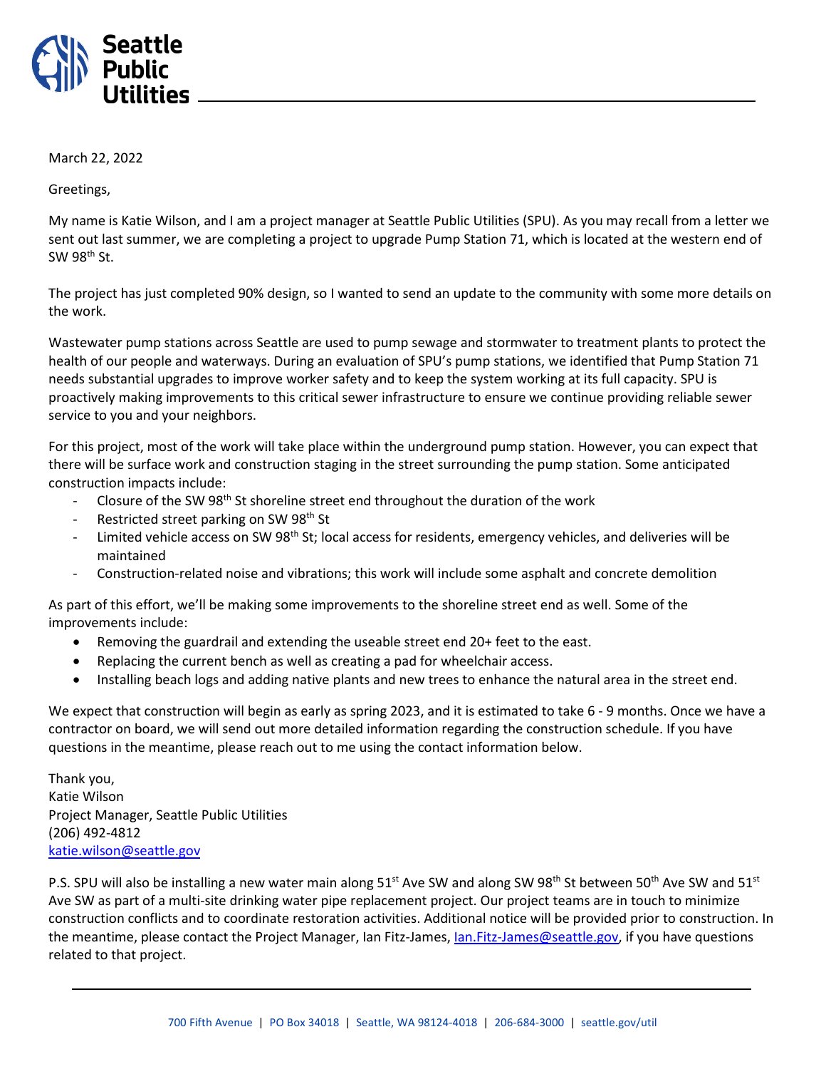**Seattle Public Utilities**

March 22, 2022

Greetings,

My name is Katie Wilson, and I am a project manager at Seattle Public Utilities (SPU). As you may recall from a letter we sent out last summer, we are completing a project to upgrade Pump Station 71, which is located at the western end of SW 98th St.

The project has just completed 90% design, so I wanted to send an update to the community with some more details on the work.

Wastewater pump stations across Seattle are used to pump sewage and stormwater to treatment plants to protect the health of our people and waterways. During an evaluation of SPU's pump stations, we identified that Pump Station 71 needs substantial upgrades to improve worker safety and to keep the system working at its full capacity. SPU is proactively making improvements to this critical sewer infrastructure to ensure we continue providing reliable sewer service to you and your neighbors.

For this project, most of the work will take place within the underground pump station. However, you can expect that there will be surface work and construction staging in the street surrounding the pump station. Some anticipated construction impacts include:

- Closure of the SW 98th St shoreline street end throughout the duration of the work
- Restricted street parking on SW 98th St
- Limited vehicle access on SW 98th St; local access for residents, emergency vehicles, and deliveries will be maintained
- Construction-related noise and vibrations; this work will include some asphalt and concrete demolition

As part of this effort, we'll be making some improvements to the shoreline street end as well. Some of the improvements include:

- Removing the guardrail and extending the useable street end 20+ feet to the east.
- Replacing the current bench as well as creating a pad for wheelchair access.
- Installing beach logs and adding native plants and new trees to enhance the natural area in the street end.

We expect that construction will begin as early as spring 2023, and it is estimated to take 6 - 9 months. Once we have a contractor on board, we will send out more detailed information regarding the construction schedule. If you have questions in the meantime, please reach out to me using the contact information below.

Thank you,
Katie Wilson
Project Manager, Seattle Public Utilities
(206) 492-4812
katie.wilson@seattle.gov

P.S. SPU will also be installing a new water main along 51st Ave SW and along SW 98th St between 50th Ave SW and 51st Ave SW as part of a multi-site drinking water pipe replacement project. Our project teams are in touch to minimize construction conflicts and to coordinate restoration activities. Additional notice will be provided prior to construction. In the meantime, please contact the Project Manager, Ian Fitz-James, Ian.Fitz-James@seattle.gov, if you have questions related to that project.

700 Fifth Avenue | PO Box 34018 | Seattle, WA 98124-4018 | 206-684-3000 | seattle.gov/util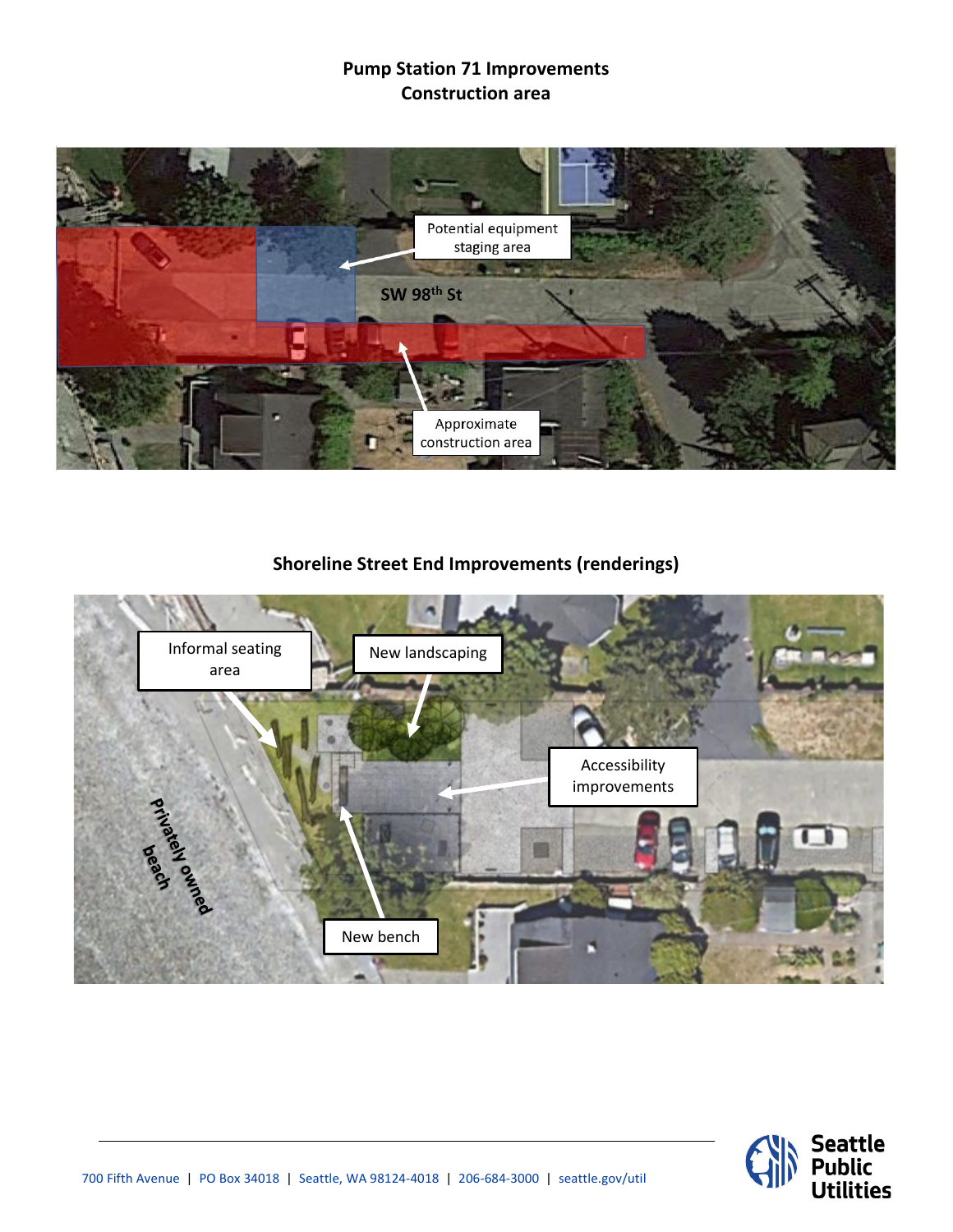**Pump Station 71 Improvements**
**Construction area**

Potential equipment staging area

SW 98th St

Approximate construction area

**Shoreline Street End Improvements (renderings)**

Informal seating area

New landscaping

Accessibility improvements

Privately owned beach

New bench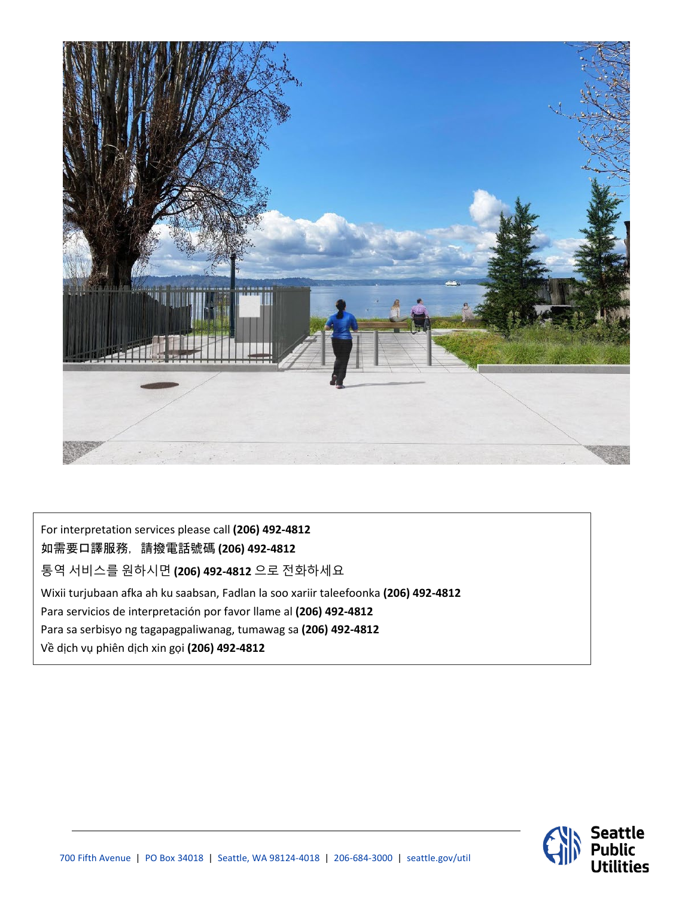For interpretation services please call **(206) 492-4812**

如需要口譯服務，請撥電話號碼 **(206) 492-4812**

통역 서비스를 원하시면 **(206) 492-4812** 으로 전화하세요

Wixii turjubaan afka ah ku saabsan, Fadlan la soo xariir taleefoonka **(206) 492-4812**

Para servicios de interpretación por favor llame al **(206) 492-4812**

Para sa serbisyo ng tagapagpaliwanag, tumawag sa **(206) 492-4812**

Về dịch vụ phiên dịch xin gọi **(206) 492-4812**

700 Fifth Avenue | PO Box 34018 | Seattle, WA 98124-4018 | 206-684-3000 | seattle.gov/util

Seattle Public Utilities